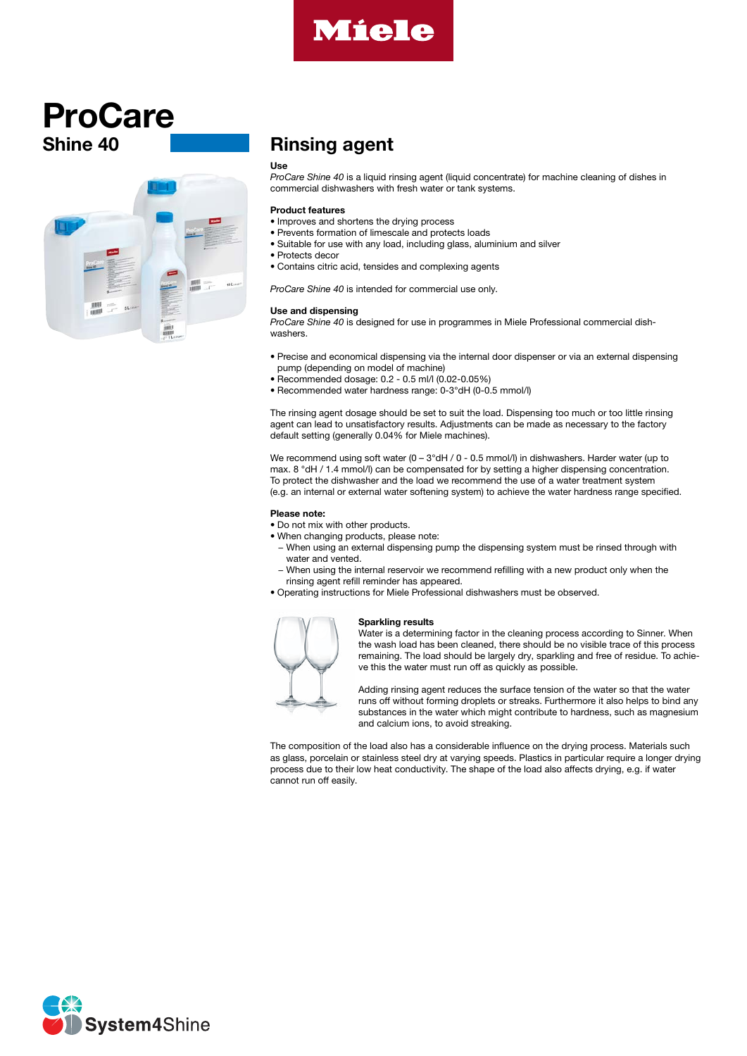# ProCare

## Shine 40

## Rinsing agent

**Use**

*ProCare Shine 40* is a liquid rinsing agent (liquid concentrate) for machine cleaning of dishes in commercial dishwashers with fresh water or tank systems.

**Product features**

- Improves and shortens the drying process
- Prevents formation of limescale and protects loads
- Suitable for use with any load, including glass, aluminium and silver
- Protects decor
- Contains citric acid, tensides and complexing agents

*ProCare Shine 40* is intended for commercial use only.

**Use and dispensing**

*ProCare Shine 40* is designed for use in programmes in Miele Professional commercial dishwashers.

- Precise and economical dispensing via the internal door dispenser or via an external dispensing pump (depending on model of machine)
- Recommended dosage: 0.2 - 0.5 ml/l (0.02-0.05%)
- Recommended water hardness range: 0-3°dH (0-0.5 mmol/l)

The rinsing agent dosage should be set to suit the load. Dispensing too much or too little rinsing agent can lead to unsatisfactory results. Adjustments can be made as necessary to the factory default setting (generally 0.04% for Miele machines).

We recommend using soft water (0 – 3°dH / 0 - 0.5 mmol/l) in dishwashers. Harder water (up to max. 8 °dH / 1.4 mmol/l) can be compensated for by setting a higher dispensing concentration. To protect the dishwasher and the load we recommend the use of a water treatment system (e.g. an internal or external water softening system) to achieve the water hardness range specified.

**Please note:**

- Do not mix with other products.
- When changing products, please note:
  - When using an external dispensing pump the dispensing system must be rinsed through with water and vented.
  - When using the internal reservoir we recommend refilling with a new product only when the rinsing agent refill reminder has appeared.
- Operating instructions for Miele Professional dishwashers must be observed.

**Sparkling results**

Water is a determining factor in the cleaning process according to Sinner. When the wash load has been cleaned, there should be no visible trace of this process remaining. The load should be largely dry, sparkling and free of residue. To achieve this the water must run off as quickly as possible.

Adding rinsing agent reduces the surface tension of the water so that the water runs off without forming droplets or streaks. Furthermore it also helps to bind any substances in the water which might contribute to hardness, such as magnesium and calcium ions, to avoid streaking.

The composition of the load also has a considerable influence on the drying process. Materials such as glass, porcelain or stainless steel dry at varying speeds. Plastics in particular require a longer drying process due to their low heat conductivity. The shape of the load also affects drying, e.g. if water cannot run off easily.

System4Shine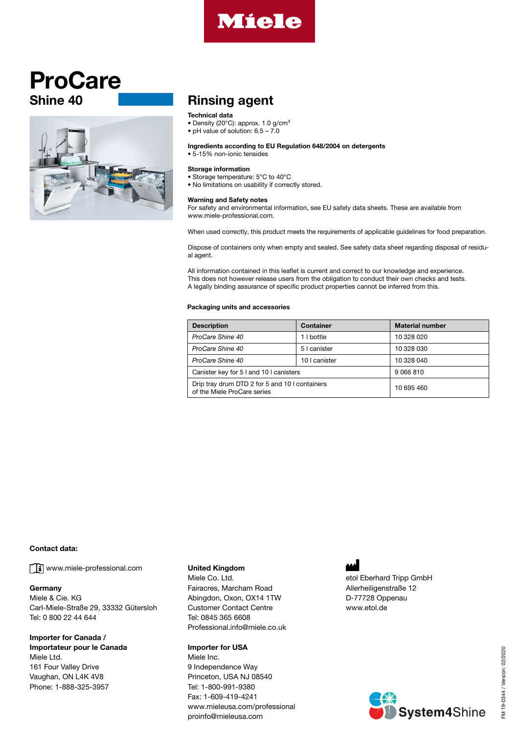# ProCare

## Shine 40

## Rinsing agent

**Technical data**
- Density (20°C): approx. 1.0 g/cm³
- pH value of solution: 6.5 – 7.0

**Ingredients according to EU Regulation 648/2004 on detergents**
- 5-15% non-ionic tensides

**Storage information**
- Storage temperature: 5°C to 40°C
- No limitations on usability if correctly stored.

**Warning and Safety notes**
For safety and environmental information, see EU safety data sheets. These are available from www.miele-professional.com.

When used correctly, this product meets the requirements of applicable guidelines for food preparation.

Dispose of containers only when empty and sealed. See safety data sheet regarding disposal of residual agent.

All information contained in this leaflet is current and correct to our knowledge and experience. This does not however release users from the obligation to conduct their own checks and tests. A legally binding assurance of specific product properties cannot be inferred from this.

**Packaging units and accessories**

| Description | Container | Material number |
|---|---|---|
| *ProCare Shine 40* | 1 l bottle | 10 328 020 |
| *ProCare Shine 40* | 5 l canister | 10 328 030 |
| *ProCare Shine 40* | 10 l canister | 10 328 040 |
| Canister key for 5 l and 10 l canisters | | 9 066 810 |
| Drip tray drum DTD 2 for 5 and 10 l containers of the Miele ProCare series | | 10 695 460 |

**Contact data:**

www.miele-professional.com

**Germany**
Miele & Cie. KG
Carl-Miele-Straße 29, 33332 Gütersloh
Tel: 0 800 22 44 644

**Importer for Canada / Importateur pour le Canada**
Miele Ltd.
161 Four Valley Drive
Vaughan, ON L4K 4V8
Phone: 1-888-325-3957

**United Kingdom**
Miele Co. Ltd.
Fairacres, Marcham Road
Abingdon, Oxon, OX14 1TW
Customer Contact Centre
Tel: 0845 365 6608
Professional.info@miele.co.uk

**Importer for USA**
Miele Inc.
9 Independence Way
Princeton, USA NJ 08540
Tel: 1-800-991-9380
Fax: 1-609-419-4241
www.mieleusa.com/professional
proinfo@mieleusa.com

etol Eberhard Tripp GmbH
Allerheiligenstraße 12
D-77728 Oppenau
www.etol.de

System4Shine

FM 19-0344 / Version: 02/2020